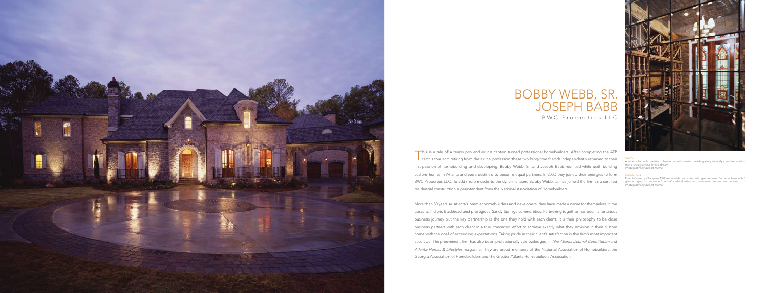# BOBBY WEBB, SR.
# JOSEPH BABB

## BWC Properties LLC

This is a tale of a tennis pro and airline captain turned professional homebuilders. After completing the ATP tennis tour and retiring from the airline profession these two long-time friends independently returned to their first passion of homebuilding and developing. Bobby Webb, Sr. and Joseph Babb reunited while both building custom homes in Atlanta and were destined to become equal partners. In 2000 they joined their energies to form BWC Properties LLC. To add more muscle to the dynamic team, Bobby Webb, Jr. has joined the firm as a certified residential construction superintendent from the National Association of Homebuilders.

More than 30 years as Atlanta's premier homebuilders and developers, they have made a name for themselves in the upscale, historic Buckhead and prestigious Sandy Springs communities. Partnering together has been a fortuitous business journey but the key partnership is the one they hold with each client. It is their philosophy to be close business partners with each client in a true concerted effort to achieve exactly what they envision in their custom home with the goal of exceeding expectations. Taking pride in their client's satisfaction is the firm's most important accolade. The preeminent firm has also been professionally acknowledged in *The Atlanta Journal-Constitution* and *Atlanta Homes & Lifestyles* magazine. They are proud members of the National Association of Homebuilders, the Georgia Association of Homebuilders and the Greater Atlanta Homebuilders Association.

ABOVE:
A wine cellar with precision climate controls, custom made gallery wine slips and encased in stone is truly a wine lover's dream.
*Photograph by Robert Matta*

FACING PAGE:
French Country Villa spans 140 feet in width accented with gas lanterns, Porte-cochere with 5 garage bays, custom made "on site" cedar shutters and convenient motor court in front.
*Photograph by Robert Matta*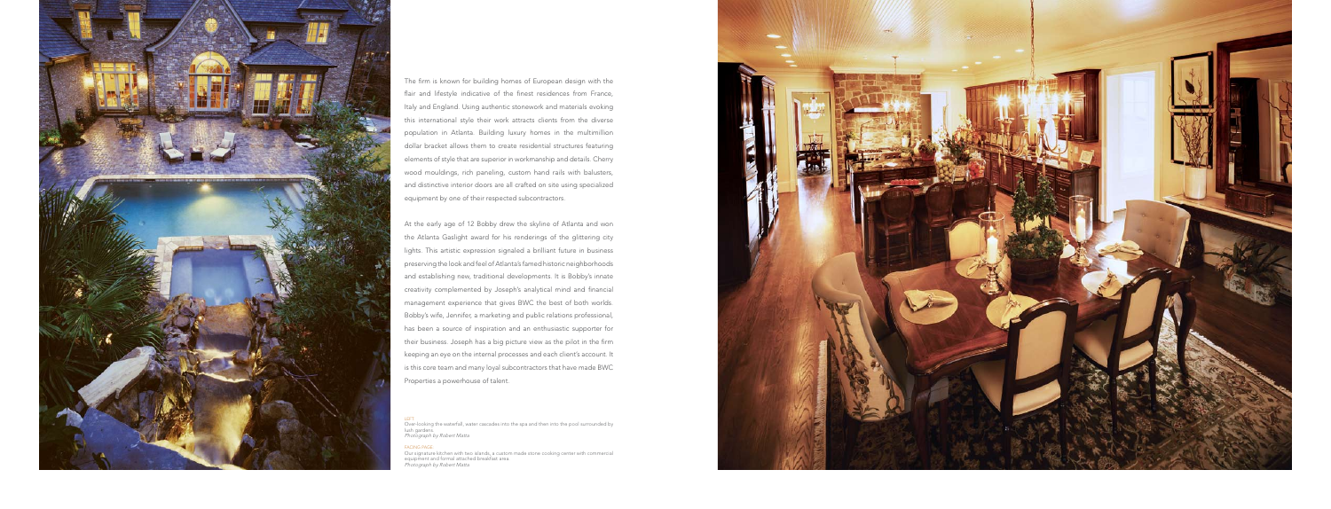The firm is known for building homes of European design with the flair and lifestyle indicative of the finest residences from France, Italy and England. Using authentic stonework and materials evoking this international style their work attracts clients from the diverse population in Atlanta. Building luxury homes in the multimillion dollar bracket allows them to create residential structures featuring elements of style that are superior in workmanship and details. Cherry wood mouldings, rich paneling, custom hand rails with balusters, and distinctive interior doors are all crafted on site using specialized equipment by one of their respected subcontractors.

At the early age of 12 Bobby drew the skyline of Atlanta and won the Atlanta Gaslight award for his renderings of the glittering city lights. This artistic expression signaled a brilliant future in business preserving the look and feel of Atlanta's famed historic neighborhoods and establishing new, traditional developments. It is Bobby's innate creativity complemented by Joseph's analytical mind and financial management experience that gives BWC the best of both worlds. Bobby's wife, Jennifer, a marketing and public relations professional, has been a source of inspiration and an enthusiastic supporter for their business. Joseph has a big picture view as the pilot in the firm keeping an eye on the internal processes and each client's account. It is this core team and many loyal subcontractors that have made BWC Properties a powerhouse of talent.

LEFT
Over-looking the waterfall, water cascades into the spa and then into the pool surrounded by lush gardens.
*Photograph by Robert Matta*

FACING PAGE
Our signature kitchen with two islands, a custom-made stone cooking center with commercial equipment and formal attached breakfast area.
*Photograph by Robert Matta*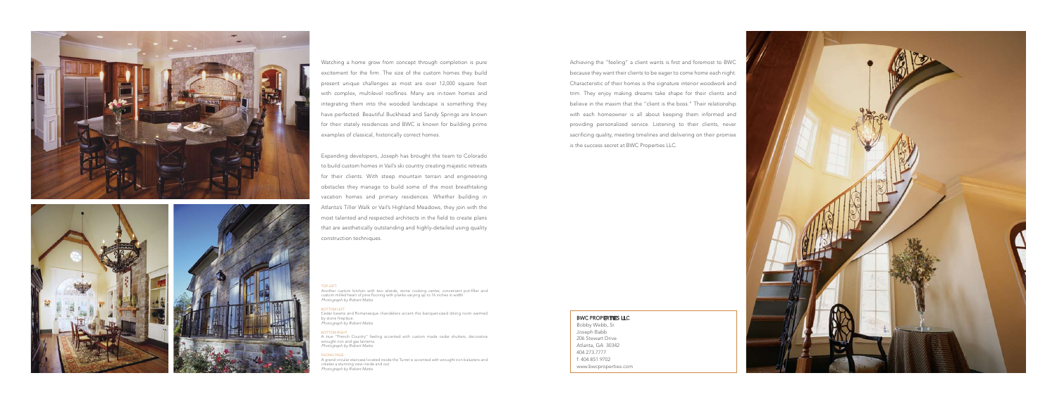Watching a home grow from concept through completion is pure excitement for the firm. The size of the custom homes they build present unique challenges as most are over 12,000 square feet with complex, multilevel rooflines. Many are in-town homes and integrating them into the wooded landscape is something they have perfected. Beautiful Buckhead and Sandy Springs are known for their stately residences and BWC is known for building prime examples of classical, historically correct homes.

Expanding developers, Joseph has brought the team to Colorado to build custom homes in Vail's ski country creating majestic retreats for their clients. With steep mountain terrain and engineering obstacles they manage to build some of the most breathtaking vacation homes and primary residences. Whether building in Atlanta's Tiller Walk or Vail's Highland Meadows, they join with the most talented and respected architects in the field to create plans that are aesthetically outstanding and highly-detailed using quality construction techniques.

TOP LEFT:
Another custom kitchen with two islands, stone cooking center, convenient pot-filler and custom milled heart of pine flooring with planks varying up to 16 inches in width.
*Photograph by Robert Matta*

BOTTOM LEFT:
Cedar beams and Romanesque chandeliers accent this banquet-sized dining room warmed by stone fireplace.
*Photograph by Robert Matta*

BOTTOM RIGHT:
A true "French Country" feeling accented with custom made cedar shutters, decorative wrought iron and gas lanterns.
*Photograph by Robert Matta*

FACING PAGE:
A grand circular staircase located inside the Turret is accented with wrought iron balusters and creates a stunning view inside and out.
*Photograph by Robert Matta*

Achieving the "feeling" a client wants is first and foremost to BWC because they want their clients to be eager to come home each night. Characteristic of their homes is the signature interior woodwork and trim. They enjoy making dreams take shape for their clients and believe in the maxim that the "client is the boss." Their relationship with each homeowner is all about keeping them informed and providing personalized service. Listening to their clients, never sacrificing quality, meeting timelines and delivering on their promise is the success secret at BWC Properties LLC.

**BWC PROPERTIES LLC**
Bobby Webb, Sr.
Joseph Babb
206 Stewart Drive
Atlanta, GA 30342
404.273.7777
f: 404.851.9702
www.bwcproperties.com